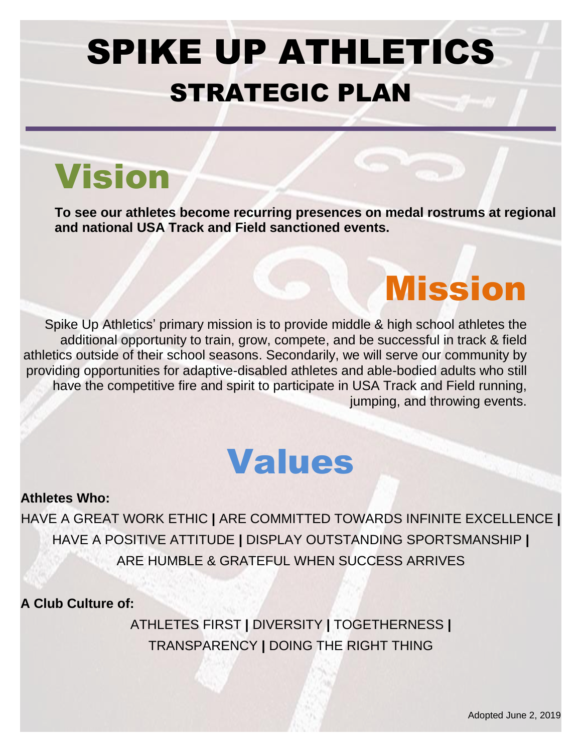# SPIKE UP ATHLETICS
## STRATEGIC PLAN

## Vision

**To see our athletes become recurring presences on medal rostrums at regional and national USA Track and Field sanctioned events.**

## Mission

Spike Up Athletics' primary mission is to provide middle & high school athletes the additional opportunity to train, grow, compete, and be successful in track & field athletics outside of their school seasons. Secondarily, we will serve our community by providing opportunities for adaptive-disabled athletes and able-bodied adults who still have the competitive fire and spirit to participate in USA Track and Field running, jumping, and throwing events.

## Values

**Athletes Who:**

HAVE A GREAT WORK ETHIC **|** ARE COMMITTED TOWARDS INFINITE EXCELLENCE **|** HAVE A POSITIVE ATTITUDE **|** DISPLAY OUTSTANDING SPORTSMANSHIP **|** ARE HUMBLE & GRATEFUL WHEN SUCCESS ARRIVES

**A Club Culture of:**

ATHLETES FIRST **|** DIVERSITY **|** TOGETHERNESS **|** TRANSPARENCY **|** DOING THE RIGHT THING

Adopted June 2, 2019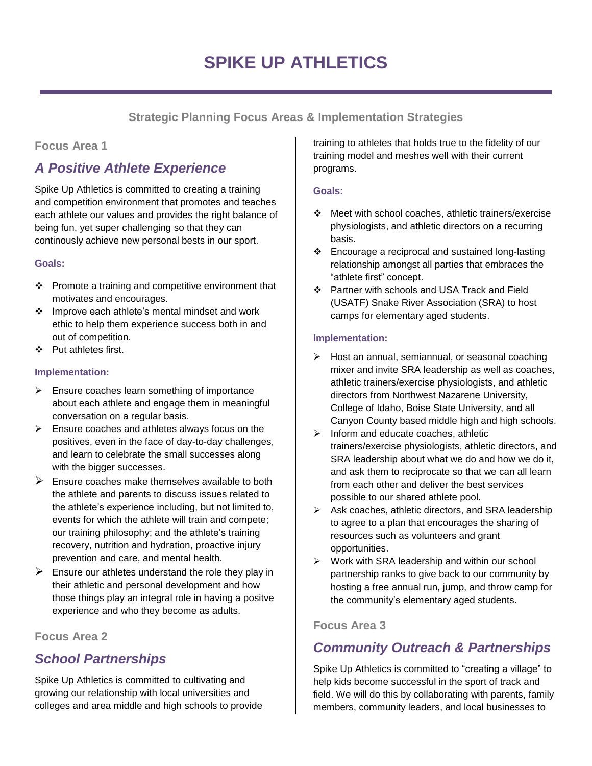# SPIKE UP ATHLETICS

### Strategic Planning Focus Areas & Implementation Strategies

**Focus Area 1**

## *A Positive Athlete Experience*

Spike Up Athletics is committed to creating a training and competition environment that promotes and teaches each athlete our values and provides the right balance of being fun, yet super challenging so that they can continously achieve new personal bests in our sport.

**Goals:**

- Promote a training and competitive environment that motivates and encourages.
- Improve each athlete's mental mindset and work ethic to help them experience success both in and out of competition.
- Put athletes first.

**Implementation:**

- Ensure coaches learn something of importance about each athlete and engage them in meaningful conversation on a regular basis.
- Ensure coaches and athletes always focus on the positives, even in the face of day-to-day challenges, and learn to celebrate the small successes along with the bigger successes.
- Ensure coaches make themselves available to both the athlete and parents to discuss issues related to the athlete's experience including, but not limited to, events for which the athlete will train and compete; our training philosophy; and the athlete's training recovery, nutrition and hydration, proactive injury prevention and care, and mental health.
- Ensure our athletes understand the role they play in their athletic and personal development and how those things play an integral role in having a positve experience and who they become as adults.

**Focus Area 2**

## *School Partnerships*

Spike Up Athletics is committed to cultivating and growing our relationship with local universities and colleges and area middle and high schools to provide training to athletes that holds true to the fidelity of our training model and meshes well with their current programs.

**Goals:**

- Meet with school coaches, athletic trainers/exercise physiologists, and athletic directors on a recurring basis.
- Encourage a reciprocal and sustained long-lasting relationship amongst all parties that embraces the "athlete first" concept.
- Partner with schools and USA Track and Field (USATF) Snake River Association (SRA) to host camps for elementary aged students.

**Implementation:**

- Host an annual, semiannual, or seasonal coaching mixer and invite SRA leadership as well as coaches, athletic trainers/exercise physiologists, and athletic directors from Northwest Nazarene University, College of Idaho, Boise State University, and all Canyon County based middle high and high schools.
- Inform and educate coaches, athletic trainers/exercise physiologists, athletic directors, and SRA leadership about what we do and how we do it, and ask them to reciprocate so that we can all learn from each other and deliver the best services possible to our shared athlete pool.
- Ask coaches, athletic directors, and SRA leadership to agree to a plan that encourages the sharing of resources such as volunteers and grant opportunities.
- Work with SRA leadership and within our school partnership ranks to give back to our community by hosting a free annual run, jump, and throw camp for the community's elementary aged students.

**Focus Area 3**

## *Community Outreach & Partnerships*

Spike Up Athletics is committed to "creating a village" to help kids become successful in the sport of track and field. We will do this by collaborating with parents, family members, community leaders, and local businesses to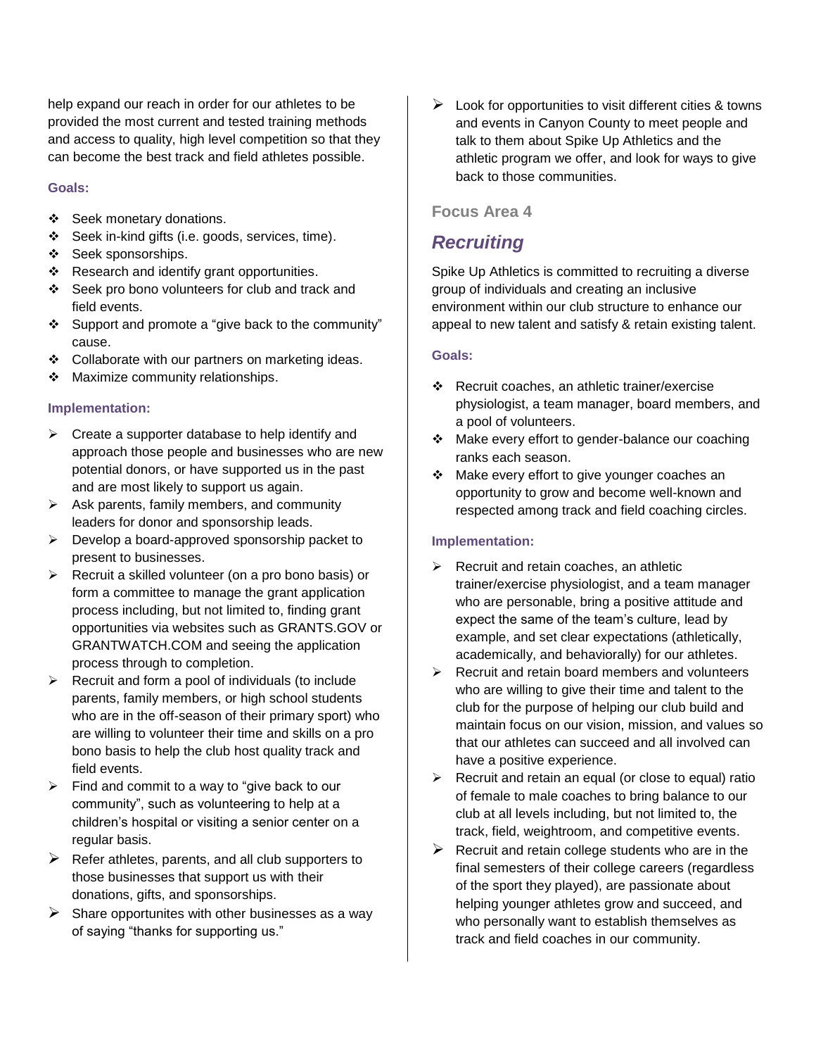help expand our reach in order for our athletes to be provided the most current and tested training methods and access to quality, high level competition so that they can become the best track and field athletes possible.

#### Goals:

- ❖ Seek monetary donations.
- ❖ Seek in-kind gifts (i.e. goods, services, time).
- ❖ Seek sponsorships.
- ❖ Research and identify grant opportunities.
- ❖ Seek pro bono volunteers for club and track and field events.
- ❖ Support and promote a "give back to the community" cause.
- ❖ Collaborate with our partners on marketing ideas.
- ❖ Maximize community relationships.

#### Implementation:

- ➢ Create a supporter database to help identify and approach those people and businesses who are new potential donors, or have supported us in the past and are most likely to support us again.
- ➢ Ask parents, family members, and community leaders for donor and sponsorship leads.
- ➢ Develop a board-approved sponsorship packet to present to businesses.
- ➢ Recruit a skilled volunteer (on a pro bono basis) or form a committee to manage the grant application process including, but not limited to, finding grant opportunities via websites such as GRANTS.GOV or GRANTWATCH.COM and seeing the application process through to completion.
- ➢ Recruit and form a pool of individuals (to include parents, family members, or high school students who are in the off-season of their primary sport) who are willing to volunteer their time and skills on a pro bono basis to help the club host quality track and field events.
- ➢ Find and commit to a way to "give back to our community", such as volunteering to help at a children's hospital or visiting a senior center on a regular basis.
- ➢ Refer athletes, parents, and all club supporters to those businesses that support us with their donations, gifts, and sponsorships.
- ➢ Share opportunites with other businesses as a way of saying "thanks for supporting us."
- ➢ Look for opportunities to visit different cities & towns and events in Canyon County to meet people and talk to them about Spike Up Athletics and the athletic program we offer, and look for ways to give back to those communities.

### Focus Area 4

## *Recruiting*

Spike Up Athletics is committed to recruiting a diverse group of individuals and creating an inclusive environment within our club structure to enhance our appeal to new talent and satisfy & retain existing talent.

#### Goals:

- ❖ Recruit coaches, an athletic trainer/exercise physiologist, a team manager, board members, and a pool of volunteers.
- ❖ Make every effort to gender-balance our coaching ranks each season.
- ❖ Make every effort to give younger coaches an opportunity to grow and become well-known and respected among track and field coaching circles.

#### Implementation:

- ➢ Recruit and retain coaches, an athletic trainer/exercise physiologist, and a team manager who are personable, bring a positive attitude and expect the same of the team's culture, lead by example, and set clear expectations (athletically, academically, and behaviorally) for our athletes.
- ➢ Recruit and retain board members and volunteers who are willing to give their time and talent to the club for the purpose of helping our club build and maintain focus on our vision, mission, and values so that our athletes can succeed and all involved can have a positive experience.
- ➢ Recruit and retain an equal (or close to equal) ratio of female to male coaches to bring balance to our club at all levels including, but not limited to, the track, field, weightroom, and competitive events.
- ➢ Recruit and retain college students who are in the final semesters of their college careers (regardless of the sport they played), are passionate about helping younger athletes grow and succeed, and who personally want to establish themselves as track and field coaches in our community.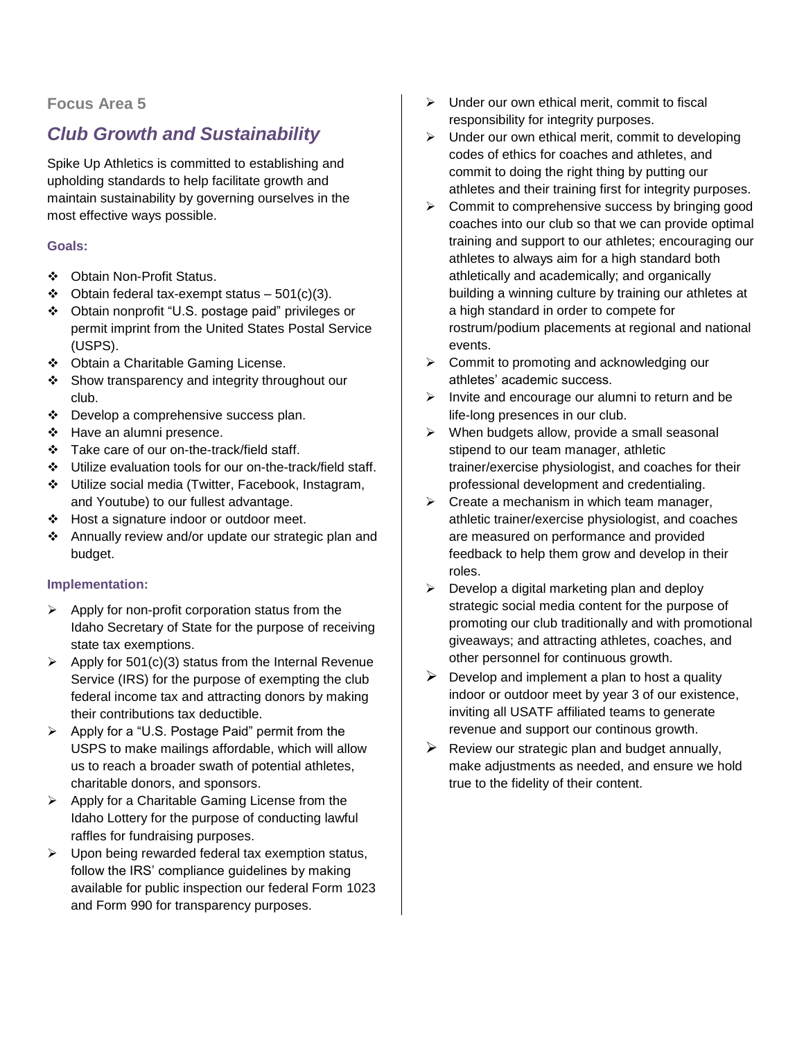## Focus Area 5

# *Club Growth and Sustainability*

Spike Up Athletics is committed to establishing and upholding standards to help facilitate growth and maintain sustainability by governing ourselves in the most effective ways possible.

### Goals:

- Obtain Non-Profit Status.
- Obtain federal tax-exempt status – 501(c)(3).
- Obtain nonprofit "U.S. postage paid" privileges or permit imprint from the United States Postal Service (USPS).
- Obtain a Charitable Gaming License.
- Show transparency and integrity throughout our club.
- Develop a comprehensive success plan.
- Have an alumni presence.
- Take care of our on-the-track/field staff.
- Utilize evaluation tools for our on-the-track/field staff.
- Utilize social media (Twitter, Facebook, Instagram, and Youtube) to our fullest advantage.
- Host a signature indoor or outdoor meet.
- Annually review and/or update our strategic plan and budget.

### Implementation:

- Apply for non-profit corporation status from the Idaho Secretary of State for the purpose of receiving state tax exemptions.
- Apply for 501(c)(3) status from the Internal Revenue Service (IRS) for the purpose of exempting the club federal income tax and attracting donors by making their contributions tax deductible.
- Apply for a "U.S. Postage Paid" permit from the USPS to make mailings affordable, which will allow us to reach a broader swath of potential athletes, charitable donors, and sponsors.
- Apply for a Charitable Gaming License from the Idaho Lottery for the purpose of conducting lawful raffles for fundraising purposes.
- Upon being rewarded federal tax exemption status, follow the IRS' compliance guidelines by making available for public inspection our federal Form 1023 and Form 990 for transparency purposes.
- Under our own ethical merit, commit to fiscal responsibility for integrity purposes.
- Under our own ethical merit, commit to developing codes of ethics for coaches and athletes, and commit to doing the right thing by putting our athletes and their training first for integrity purposes.
- Commit to comprehensive success by bringing good coaches into our club so that we can provide optimal training and support to our athletes; encouraging our athletes to always aim for a high standard both athletically and academically; and organically building a winning culture by training our athletes at a high standard in order to compete for rostrum/podium placements at regional and national events.
- Commit to promoting and acknowledging our athletes' academic success.
- Invite and encourage our alumni to return and be life-long presences in our club.
- When budgets allow, provide a small seasonal stipend to our team manager, athletic trainer/exercise physiologist, and coaches for their professional development and credentialing.
- Create a mechanism in which team manager, athletic trainer/exercise physiologist, and coaches are measured on performance and provided feedback to help them grow and develop in their roles.
- Develop a digital marketing plan and deploy strategic social media content for the purpose of promoting our club traditionally and with promotional giveaways; and attracting athletes, coaches, and other personnel for continuous growth.
- Develop and implement a plan to host a quality indoor or outdoor meet by year 3 of our existence, inviting all USATF affiliated teams to generate revenue and support our continous growth.
- Review our strategic plan and budget annually, make adjustments as needed, and ensure we hold true to the fidelity of their content.